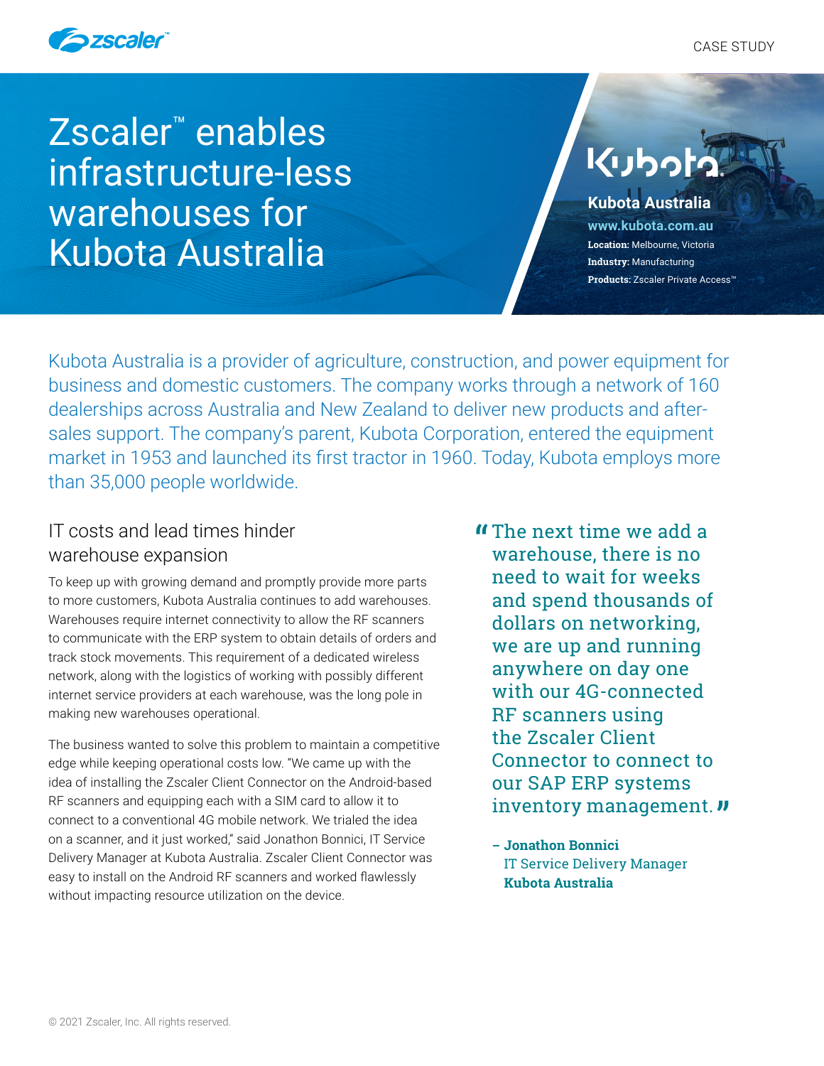CASE STUDY

# Zscaler™ enables infrastructure-less warehouses for Kubota Australia

**Kubota Australia**

**www.kubota.com.au**

**Location:** Melbourne, Victoria

**Industry:** Manufacturing

**Products:** Zscaler Private Access™

Kubota Australia is a provider of agriculture, construction, and power equipment for business and domestic customers. The company works through a network of 160 dealerships across Australia and New Zealand to deliver new products and after-sales support. The company's parent, Kubota Corporation, entered the equipment market in 1953 and launched its first tractor in 1960. Today, Kubota employs more than 35,000 people worldwide.

## IT costs and lead times hinder warehouse expansion

To keep up with growing demand and promptly provide more parts to more customers, Kubota Australia continues to add warehouses. Warehouses require internet connectivity to allow the RF scanners to communicate with the ERP system to obtain details of orders and track stock movements. This requirement of a dedicated wireless network, along with the logistics of working with possibly different internet service providers at each warehouse, was the long pole in making new warehouses operational.

The business wanted to solve this problem to maintain a competitive edge while keeping operational costs low. "We came up with the idea of installing the Zscaler Client Connector on the Android-based RF scanners and equipping each with a SIM card to allow it to connect to a conventional 4G mobile network. We trialed the idea on a scanner, and it just worked," said Jonathon Bonnici, IT Service Delivery Manager at Kubota Australia. Zscaler Client Connector was easy to install on the Android RF scanners and worked flawlessly without impacting resource utilization on the device.

> "The next time we add a warehouse, there is no need to wait for weeks and spend thousands of dollars on networking, we are up and running anywhere on day one with our 4G-connected RF scanners using the Zscaler Client Connector to connect to our SAP ERP systems inventory management."
>
> **– Jonathon Bonnici**
> IT Service Delivery Manager
> **Kubota Australia**

© 2021 Zscaler, Inc. All rights reserved.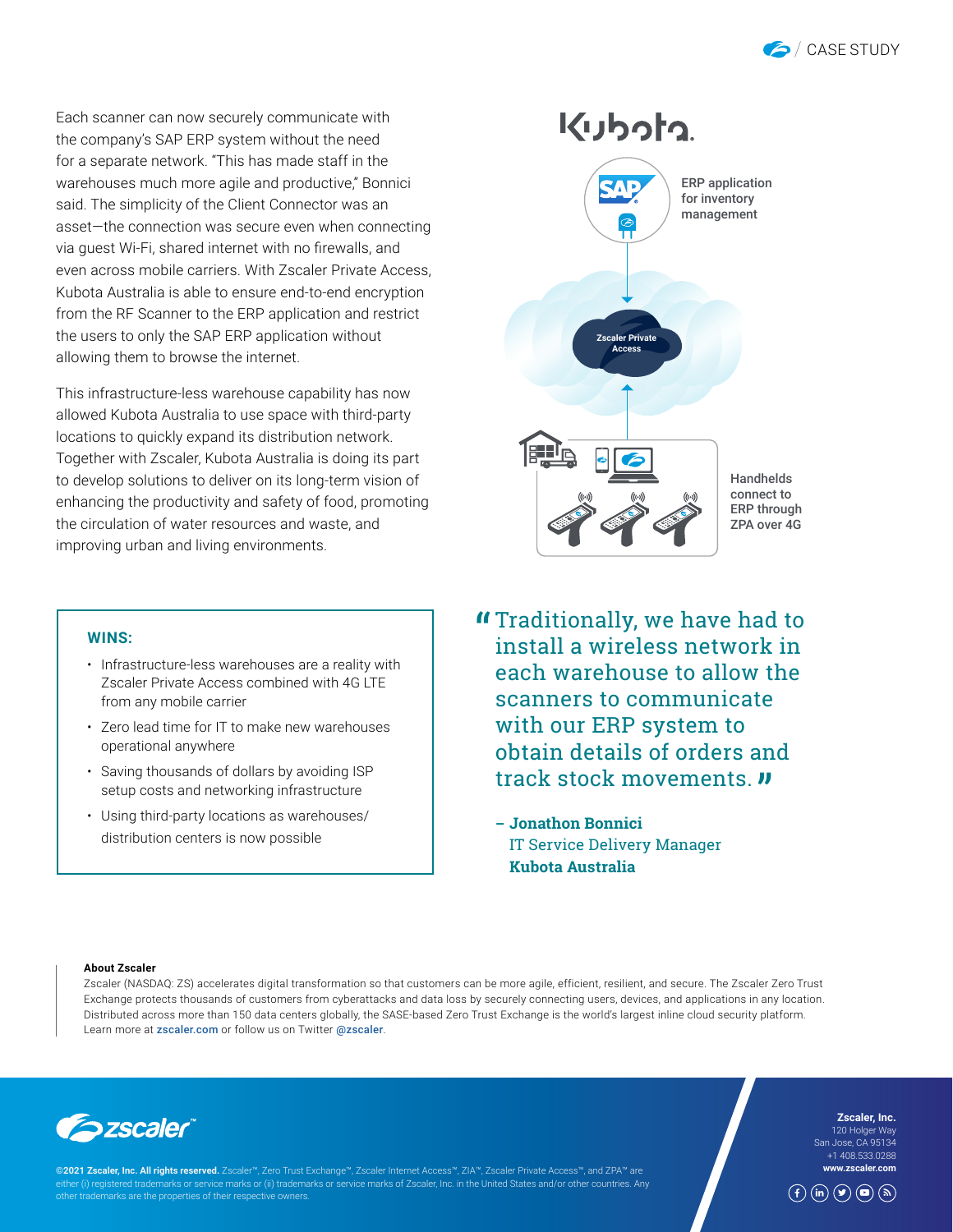Each scanner can now securely communicate with the company's SAP ERP system without the need for a separate network. "This has made staff in the warehouses much more agile and productive," Bonnici said. The simplicity of the Client Connector was an asset—the connection was secure even when connecting via guest Wi-Fi, shared internet with no firewalls, and even across mobile carriers. With Zscaler Private Access, Kubota Australia is able to ensure end-to-end encryption from the RF Scanner to the ERP application and restrict the users to only the SAP ERP application without allowing them to browse the internet.

This infrastructure-less warehouse capability has now allowed Kubota Australia to use space with third-party locations to quickly expand its distribution network. Together with Zscaler, Kubota Australia is doing its part to develop solutions to deliver on its long-term vision of enhancing the productivity and safety of food, promoting the circulation of water resources and waste, and improving urban and living environments.

Kubota

ERP application for inventory management

Zscaler Private Access

Handhelds connect to ERP through ZPA over 4G

### WINS:

- Infrastructure-less warehouses are a reality with Zscaler Private Access combined with 4G LTE from any mobile carrier
- Zero lead time for IT to make new warehouses operational anywhere
- Saving thousands of dollars by avoiding ISP setup costs and networking infrastructure
- Using third-party locations as warehouses/ distribution centers is now possible

> "Traditionally, we have had to install a wireless network in each warehouse to allow the scanners to communicate with our ERP system to obtain details of orders and track stock movements."
>
> – **Jonathon Bonnici**
> IT Service Delivery Manager
> **Kubota Australia**

**About Zscaler**

Zscaler (NASDAQ: ZS) accelerates digital transformation so that customers can be more agile, efficient, resilient, and secure. The Zscaler Zero Trust Exchange protects thousands of customers from cyberattacks and data loss by securely connecting users, devices, and applications in any location. Distributed across more than 150 data centers globally, the SASE-based Zero Trust Exchange is the world's largest inline cloud security platform. Learn more at zscaler.com or follow us on Twitter @zscaler.

**©2021 Zscaler, Inc. All rights reserved.** Zscaler™, Zero Trust Exchange™, Zscaler Internet Access™, ZIA™, Zscaler Private Access™, and ZPA™ are either (i) registered trademarks or service marks or (ii) trademarks or service marks of Zscaler, Inc. in the United States and/or other countries. Any other trademarks are the properties of their respective owners.

**Zscaler, Inc.**
120 Holger Way
San Jose, CA 95134
+1 408.533.0288
**www.zscaler.com**